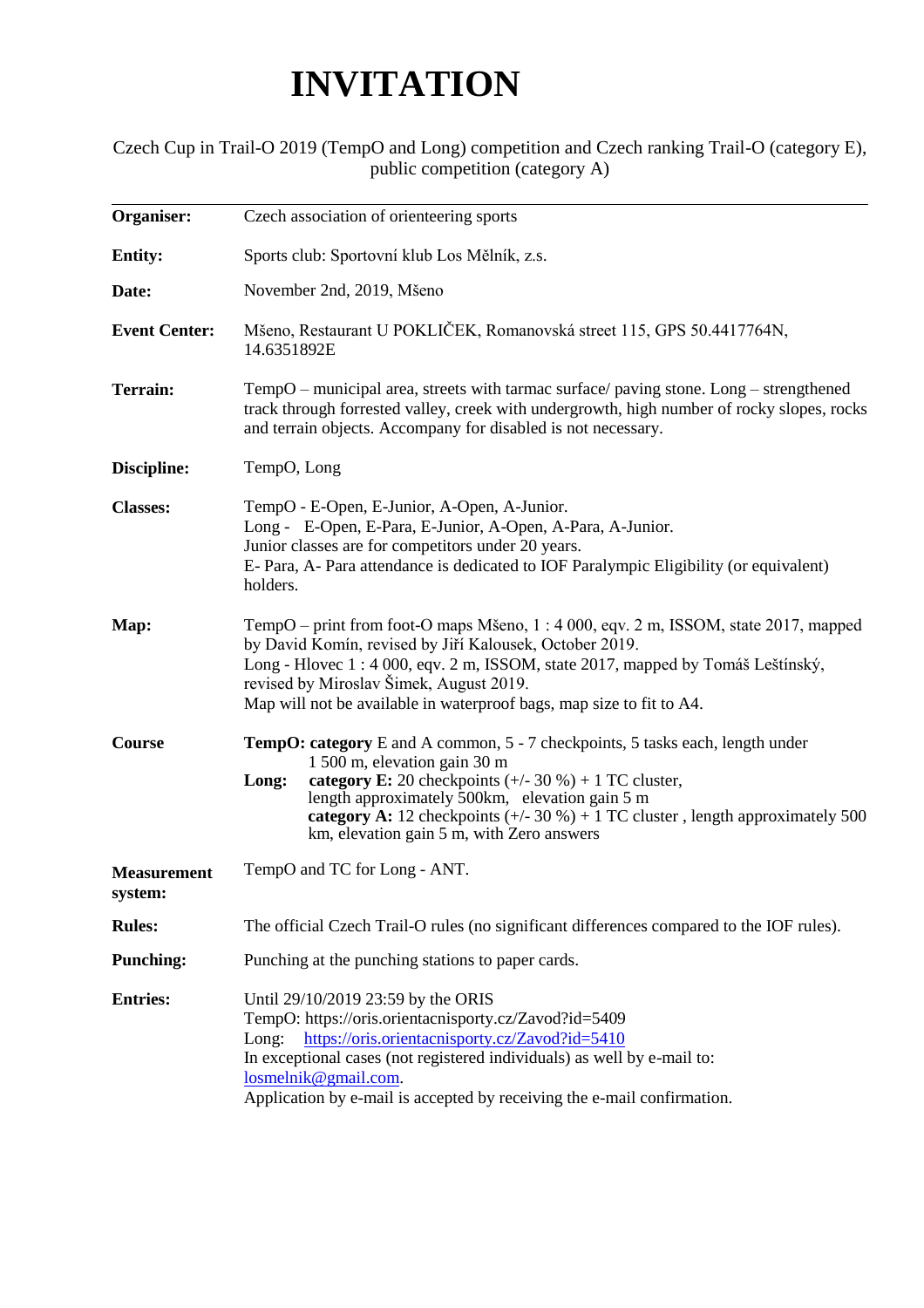# INVITATION

Czech Cup in Trail-O 2019 (TempO and Long) competition and Czech ranking Trail-O (category E), public competition (category A)

---

**Organiser:** Czech association of orienteering sports

**Entity:** Sports club: Sportovní klub Los Mělník, z.s.

**Date:** November 2nd, 2019, Mšeno

**Event Center:** Mšeno, Restaurant U POKLIČEK, Romanovská street 115, GPS 50.4417764N, 14.6351892E

**Terrain:** TempO – municipal area, streets with tarmac surface/ paving stone. Long – strengthened track through forrested valley, creek with undergrowth, high number of rocky slopes, rocks and terrain objects. Accompany for disabled is not necessary.

**Discipline:** TempO, Long

**Classes:** TempO - E-Open, E-Junior, A-Open, A-Junior.
Long - E-Open, E-Para, E-Junior, A-Open, A-Para, A-Junior.
Junior classes are for competitors under 20 years.
E- Para, A- Para attendance is dedicated to IOF Paralympic Eligibility (or equivalent) holders.

**Map:** TempO – print from foot-O maps Mšeno, 1 : 4 000, eqv. 2 m, ISSOM, state 2017, mapped by David Komín, revised by Jiří Kalousek, October 2019.
Long - Hlovec 1 : 4 000, eqv. 2 m, ISSOM, state 2017, mapped by Tomáš Leštínský, revised by Miroslav Šimek, August 2019.
Map will not be available in waterproof bags, map size to fit to A4.

**Course**
**TempO: category** E and A common, 5 - 7 checkpoints, 5 tasks each, length under 1 500 m, elevation gain 30 m
**Long:** **category E:** 20 checkpoints (+/- 30 %) + 1 TC cluster, length approximately 500km, elevation gain 5 m
**category A:** 12 checkpoints (+/- 30 %) + 1 TC cluster , length approximately 500 km, elevation gain 5 m, with Zero answers

**Measurement system:** TempO and TC for Long - ANT.

**Rules:** The official Czech Trail-O rules (no significant differences compared to the IOF rules).

**Punching:** Punching at the punching stations to paper cards.

**Entries:** Until 29/10/2019 23:59 by the ORIS
TempO: https://oris.orientacnisporty.cz/Zavod?id=5409
Long: https://oris.orientacnisporty.cz/Zavod?id=5410
In exceptional cases (not registered individuals) as well by e-mail to: losmelnik@gmail.com.
Application by e-mail is accepted by receiving the e-mail confirmation.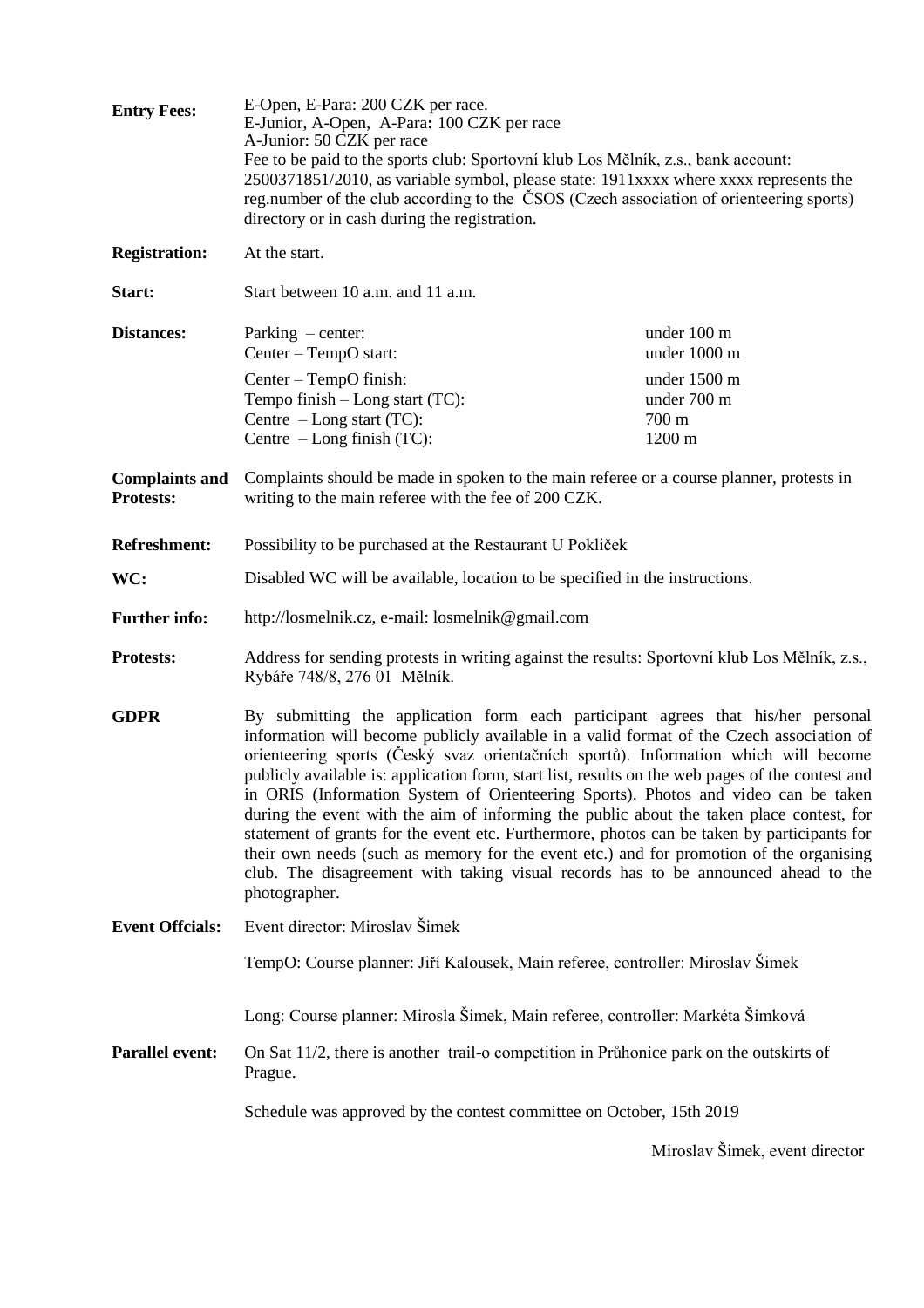**Entry Fees:** E-Open, E-Para: 200 CZK per race.
E-Junior, A-Open, A-Para**:** 100 CZK per race
A-Junior: 50 CZK per race
Fee to be paid to the sports club: Sportovní klub Los Mělník, z.s., bank account: 2500371851/2010, as variable symbol, please state: 1911xxxx where xxxx represents the reg.number of the club according to the ČSOS (Czech association of orienteering sports) directory or in cash during the registration.

**Registration:** At the start.

**Start:** Start between 10 a.m. and 11 a.m.

**Distances:**

| | |
|---|---|
| Parking – center: | under 100 m |
| Center – TempO start: | under 1000 m |
| Center – TempO finish: | under 1500 m |
| Tempo finish – Long start (TC): | under 700 m |
| Centre – Long start (TC): | 700 m |
| Centre – Long finish (TC): | 1200 m |

**Complaints and Protests:** Complaints should be made in spoken to the main referee or a course planner, protests in writing to the main referee with the fee of 200 CZK.

**Refreshment:** Possibility to be purchased at the Restaurant U Pokliček

**WC:** Disabled WC will be available, location to be specified in the instructions.

**Further info:** http://losmelnik.cz, e-mail: losmelnik@gmail.com

**Protests:** Address for sending protests in writing against the results: Sportovní klub Los Mělník, z.s., Rybáře 748/8, 276 01 Mělník.

**GDPR** By submitting the application form each participant agrees that his/her personal information will become publicly available in a valid format of the Czech association of orienteering sports (Český svaz orientačních sportů). Information which will become publicly available is: application form, start list, results on the web pages of the contest and in ORIS (Information System of Orienteering Sports). Photos and video can be taken during the event with the aim of informing the public about the taken place contest, for statement of grants for the event etc. Furthermore, photos can be taken by participants for their own needs (such as memory for the event etc.) and for promotion of the organising club. The disagreement with taking visual records has to be announced ahead to the photographer.

**Event Offcials:** Event director: Miroslav Šimek

TempO: Course planner: Jiří Kalousek, Main referee, controller: Miroslav Šimek

Long: Course planner: Mirosla Šimek, Main referee, controller: Markéta Šimková

**Parallel event:** On Sat 11/2, there is another trail-o competition in Průhonice park on the outskirts of Prague.

Schedule was approved by the contest committee on October, 15th 2019

Miroslav Šimek, event director